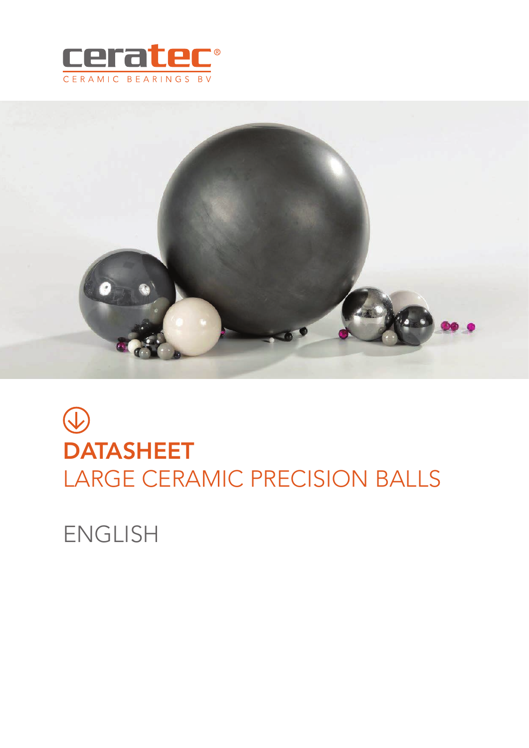ceratec®

CERAMIC BEARINGS BV

# DATASHEET
## LARGE CERAMIC PRECISION BALLS

ENGLISH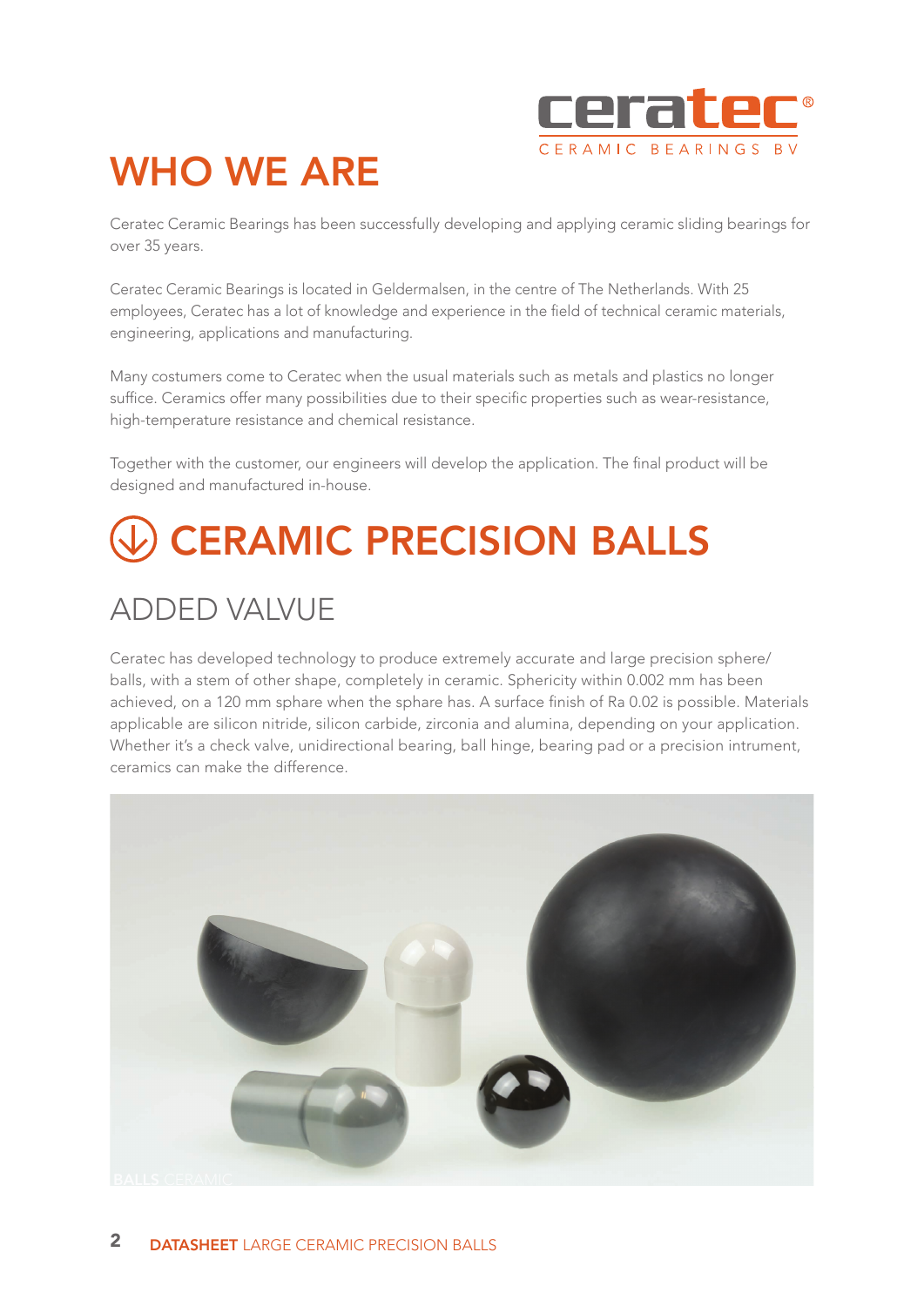# WHO WE ARE

Ceratec Ceramic Bearings has been successfully developing and applying ceramic sliding bearings for over 35 years.

Ceratec Ceramic Bearings is located in Geldermalsen, in the centre of The Netherlands. With 25 employees, Ceratec has a lot of knowledge and experience in the field of technical ceramic materials, engineering, applications and manufacturing.

Many costumers come to Ceratec when the usual materials such as metals and plastics no longer suffice. Ceramics offer many possibilities due to their specific properties such as wear-resistance, high-temperature resistance and chemical resistance.

Together with the customer, our engineers will develop the application. The final product will be designed and manufactured in-house.

# CERAMIC PRECISION BALLS

## ADDED VALVUE

Ceratec has developed technology to produce extremely accurate and large precision sphere/balls, with a stem of other shape, completely in ceramic. Sphericity within 0.002 mm has been achieved, on a 120 mm sphare when the sphare has. A surface finish of Ra 0.02 is possible. Materials applicable are silicon nitride, silicon carbide, zirconia and alumina, depending on your application. Whether it's a check valve, unidirectional bearing, ball hinge, bearing pad or a precision intrument, ceramics can make the difference.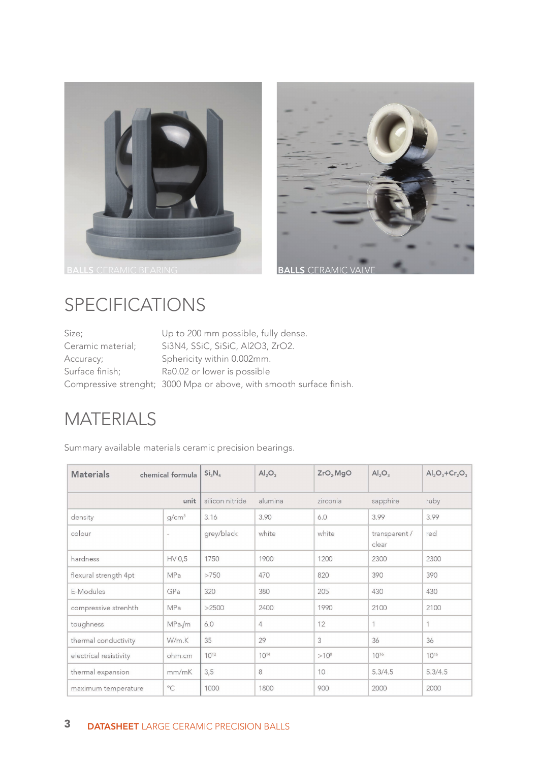BALLS CERAMIC BEARING

BALLS CERAMIC VALVE

# SPECIFICATIONS

| | |
|---|---|
| Size; | Up to 200 mm possible, fully dense. |
| Ceramic material; | Si3N4, SSiC, SiSiC, Al2O3, ZrO2. |
| Accuracy; | Sphericity within 0.002mm. |
| Surface finish; | Ra0.02 or lower is possible |
| Compressive strenght; | 3000 Mpa or above, with smooth surface finish. |

# MATERIALS

Summary available materials ceramic precision bearings.

| **Materials** | **chemical formula** | $Si_3N_4$ | $Al_2O_3$ | $ZrO_2MgO$ | $Al_2O_3$ | $Al_2O_3+Cr_2O_3$ |
|---|---|---|---|---|---|---|
| | **unit** | silicon nitride | alumina | zirconia | sapphire | ruby |
| density | g/cm$^3$ | 3.16 | 3.90 | 6.0 | 3.99 | 3.99 |
| colour | - | grey/black | white | white | transparent / clear | red |
| hardness | HV 0,5 | 1750 | 1900 | 1200 | 2300 | 2300 |
| flexural strength 4pt | MPa | >750 | 470 | 820 | 390 | 390 |
| E-Modules | GPa | 320 | 380 | 205 | 430 | 430 |
| compressive strenhth | MPa | >2500 | 2400 | 1990 | 2100 | 2100 |
| toughness | MPa$\sqrt{m}$ | 6.0 | 4 | 12 | 1 | 1 |
| thermal conductivity | W/m.K | 35 | 29 | 3 | 36 | 36 |
| electrical resistivity | ohm.cm | $10^{12}$ | $10^{14}$ | $>10^{8}$ | $10^{16}$ | $10^{16}$ |
| thermal expansion | mm/mK | 3,5 | 8 | 10 | 5.3/4.5 | 5.3/4.5 |
| maximum temperature | °C | 1000 | 1800 | 900 | 2000 | 2000 |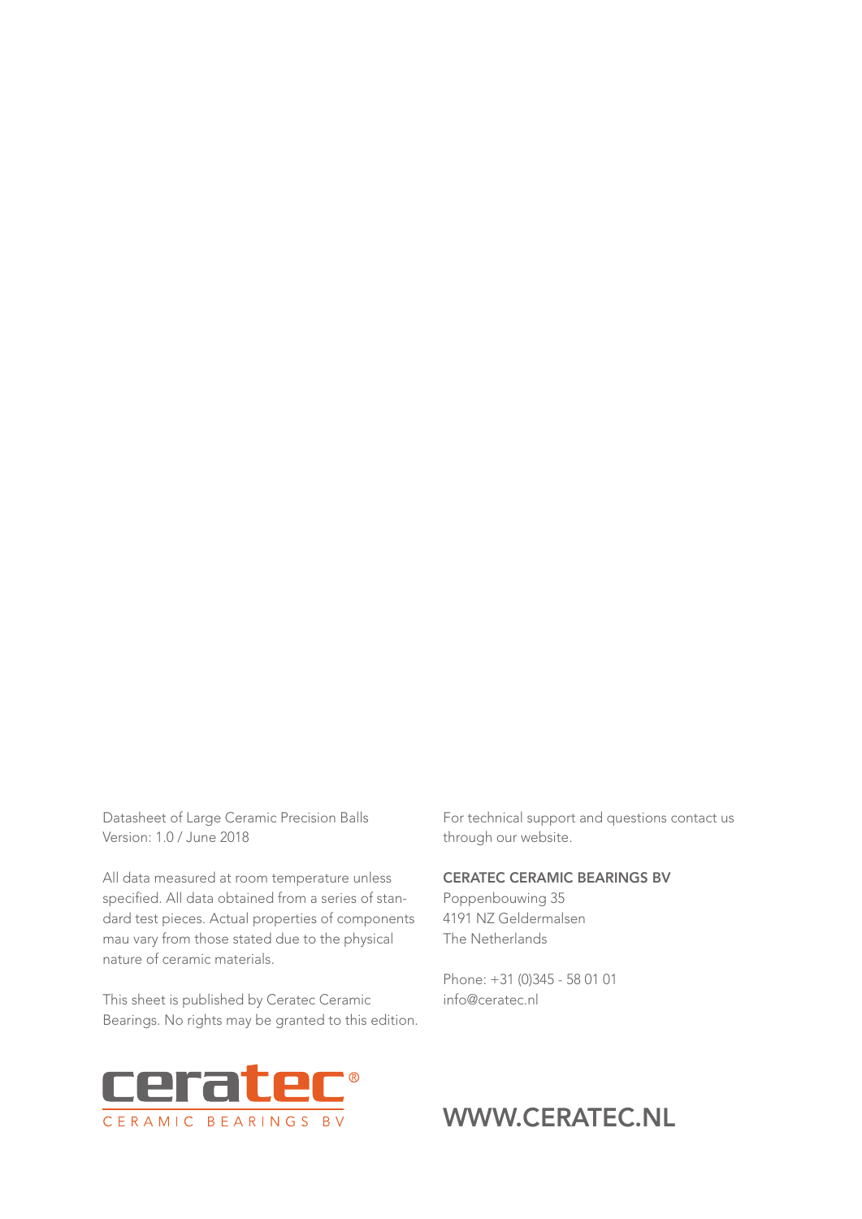Datasheet of Large Ceramic Precision Balls
Version: 1.0 / June 2018

All data measured at room temperature unless specified. All data obtained from a series of standard test pieces. Actual properties of components mau vary from those stated due to the physical nature of ceramic materials.

This sheet is published by Ceratec Ceramic Bearings. No rights may be granted to this edition.

For technical support and questions contact us through our website.

**CERATEC CERAMIC BEARINGS BV**
Poppenbouwing 35
4191 NZ Geldermalsen
The Netherlands

Phone: +31 (0)345 - 58 01 01
info@ceratec.nl

ceratec®
CERAMIC BEARINGS BV

## WWW.CERATEC.NL